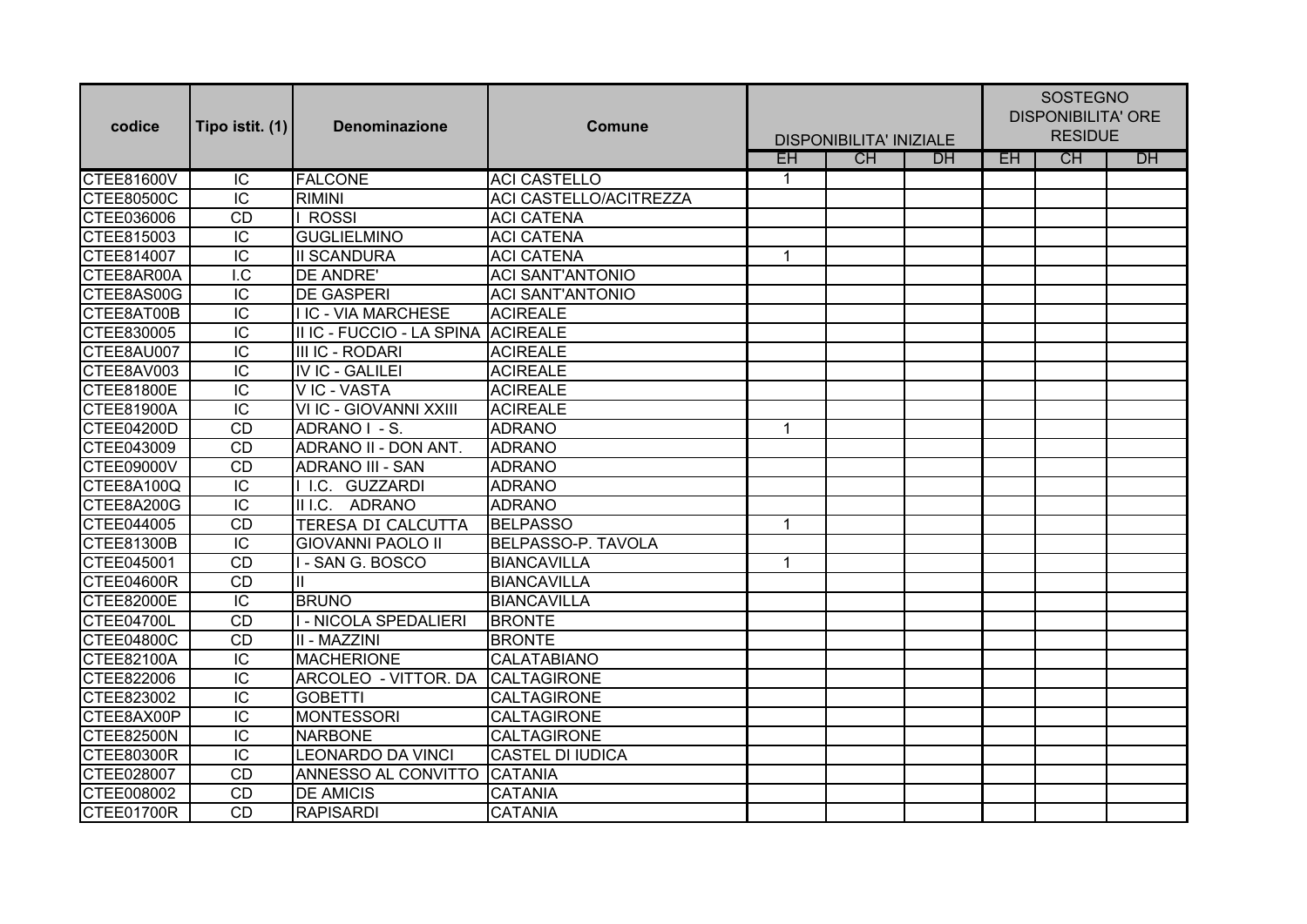| codice | Tipo istit. (1) | Denominazione | Comune | DISPONIBILITA' INIZIALE | | | SOSTEGNO DISPONIBILITA' ORE RESIDUE | | |
|---|---|---|---|---|---|---|---|---|---|
| | | | | EH | CH | DH | EH | CH | DH |
| CTEE81600V | IC | FALCONE | ACI CASTELLO | 1 | | | | | |
| CTEE80500C | IC | RIMINI | ACI CASTELLO/ACITREZZA | | | | | | |
| CTEE036006 | CD | I ROSSI | ACI CATENA | | | | | | |
| CTEE815003 | IC | GUGLIELMINO | ACI CATENA | | | | | | |
| CTEE814007 | IC | II SCANDURA | ACI CATENA | 1 | | | | | |
| CTEE8AR00A | I.C | DE ANDRE' | ACI SANT'ANTONIO | | | | | | |
| CTEE8AS00G | IC | DE GASPERI | ACI SANT'ANTONIO | | | | | | |
| CTEE8AT00B | IC | I IC - VIA MARCHESE | ACIREALE | | | | | | |
| CTEE830005 | IC | II IC - FUCCIO - LA SPINA | ACIREALE | | | | | | |
| CTEE8AU007 | IC | III IC - RODARI | ACIREALE | | | | | | |
| CTEE8AV003 | IC | IV IC - GALILEI | ACIREALE | | | | | | |
| CTEE81800E | IC | V IC - VASTA | ACIREALE | | | | | | |
| CTEE81900A | IC | VI IC - GIOVANNI XXIII | ACIREALE | | | | | | |
| CTEE04200D | CD | ADRANO I - S. | ADRANO | 1 | | | | | |
| CTEE043009 | CD | ADRANO II - DON ANT. | ADRANO | | | | | | |
| CTEE09000V | CD | ADRANO III - SAN | ADRANO | | | | | | |
| CTEE8A100Q | IC | I I.C. GUZZARDI | ADRANO | | | | | | |
| CTEE8A200G | IC | II I.C. ADRANO | ADRANO | | | | | | |
| CTEE044005 | CD | TERESA DI CALCUTTA | BELPASSO | 1 | | | | | |
| CTEE81300B | IC | GIOVANNI PAOLO II | BELPASSO-P. TAVOLA | | | | | | |
| CTEE045001 | CD | I - SAN G. BOSCO | BIANCAVILLA | 1 | | | | | |
| CTEE04600R | CD | II | BIANCAVILLA | | | | | | |
| CTEE82000E | IC | BRUNO | BIANCAVILLA | | | | | | |
| CTEE04700L | CD | I - NICOLA SPEDALIERI | BRONTE | | | | | | |
| CTEE04800C | CD | II - MAZZINI | BRONTE | | | | | | |
| CTEE82100A | IC | MACHERIONE | CALATABIANO | | | | | | |
| CTEE822006 | IC | ARCOLEO - VITTOR. DA | CALTAGIRONE | | | | | | |
| CTEE823002 | IC | GOBETTI | CALTAGIRONE | | | | | | |
| CTEE8AX00P | IC | MONTESSORI | CALTAGIRONE | | | | | | |
| CTEE82500N | IC | NARBONE | CALTAGIRONE | | | | | | |
| CTEE80300R | IC | LEONARDO DA VINCI | CASTEL DI IUDICA | | | | | | |
| CTEE028007 | CD | ANNESSO AL CONVITTO | CATANIA | | | | | | |
| CTEE008002 | CD | DE AMICIS | CATANIA | | | | | | |
| CTEE01700R | CD | RAPISARDI | CATANIA | | | | | | |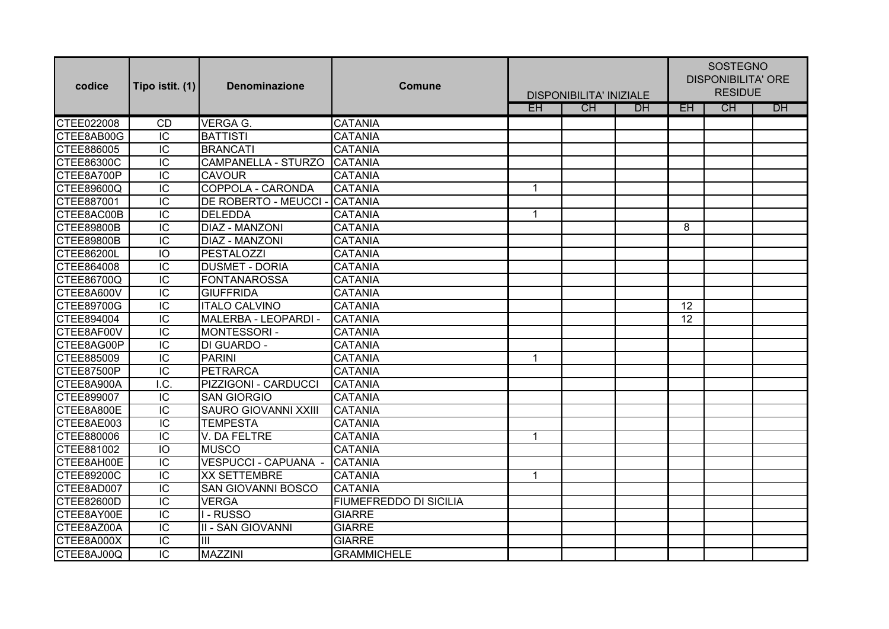| codice | Tipo istit. (1) | Denominazione | Comune | DISPONIBILITA' INIZIALE | | | SOSTEGNO DISPONIBILITA' ORE RESIDUE | | |
|---|---|---|---|---|---|---|---|---|---|
| | | | | EH | CH | DH | EH | CH | DH |
| CTEE022008 | CD | VERGA G. | CATANIA | | | | | | |
| CTEE8AB00G | IC | BATTISTI | CATANIA | | | | | | |
| CTEE886005 | IC | BRANCATI | CATANIA | | | | | | |
| CTEE86300C | IC | CAMPANELLA - STURZO | CATANIA | | | | | | |
| CTEE8A700P | IC | CAVOUR | CATANIA | | | | | | |
| CTEE89600Q | IC | COPPOLA - CARONDA | CATANIA | 1 | | | | | |
| CTEE887001 | IC | DE ROBERTO - MEUCCI - | CATANIA | | | | | | |
| CTEE8AC00B | IC | DELEDDA | CATANIA | 1 | | | | | |
| CTEE89800B | IC | DIAZ - MANZONI | CATANIA | | | | 8 | | |
| CTEE89800B | IC | DIAZ - MANZONI | CATANIA | | | | | | |
| CTEE86200L | IO | PESTALOZZI | CATANIA | | | | | | |
| CTEE864008 | IC | DUSMET - DORIA | CATANIA | | | | | | |
| CTEE86700Q | IC | FONTANAROSSA | CATANIA | | | | | | |
| CTEE8A600V | IC | GIUFFRIDA | CATANIA | | | | | | |
| CTEE89700G | IC | ITALO CALVINO | CATANIA | | | | 12 | | |
| CTEE894004 | IC | MALERBA - LEOPARDI - | CATANIA | | | | 12 | | |
| CTEE8AF00V | IC | MONTESSORI - | CATANIA | | | | | | |
| CTEE8AG00P | IC | DI GUARDO - | CATANIA | | | | | | |
| CTEE885009 | IC | PARINI | CATANIA | 1 | | | | | |
| CTEE87500P | IC | PETRARCA | CATANIA | | | | | | |
| CTEE8A900A | I.C. | PIZZIGONI - CARDUCCI | CATANIA | | | | | | |
| CTEE899007 | IC | SAN GIORGIO | CATANIA | | | | | | |
| CTEE8A800E | IC | SAURO GIOVANNI XXIII | CATANIA | | | | | | |
| CTEE8AE003 | IC | TEMPESTA | CATANIA | | | | | | |
| CTEE880006 | IC | V. DA FELTRE | CATANIA | 1 | | | | | |
| CTEE881002 | IO | MUSCO | CATANIA | | | | | | |
| CTEE8AH00E | IC | VESPUCCI - CAPUANA - | CATANIA | | | | | | |
| CTEE89200C | IC | XX SETTEMBRE | CATANIA | 1 | | | | | |
| CTEE8AD007 | IC | SAN GIOVANNI BOSCO | CATANIA | | | | | | |
| CTEE82600D | IC | VERGA | FIUMEFREDDO DI SICILIA | | | | | | |
| CTEE8AY00E | IC | I - RUSSO | GIARRE | | | | | | |
| CTEE8AZ00A | IC | II - SAN GIOVANNI | GIARRE | | | | | | |
| CTEE8A000X | IC | III | GIARRE | | | | | | |
| CTEE8AJ00Q | IC | MAZZINI | GRAMMICHELE | | | | | | |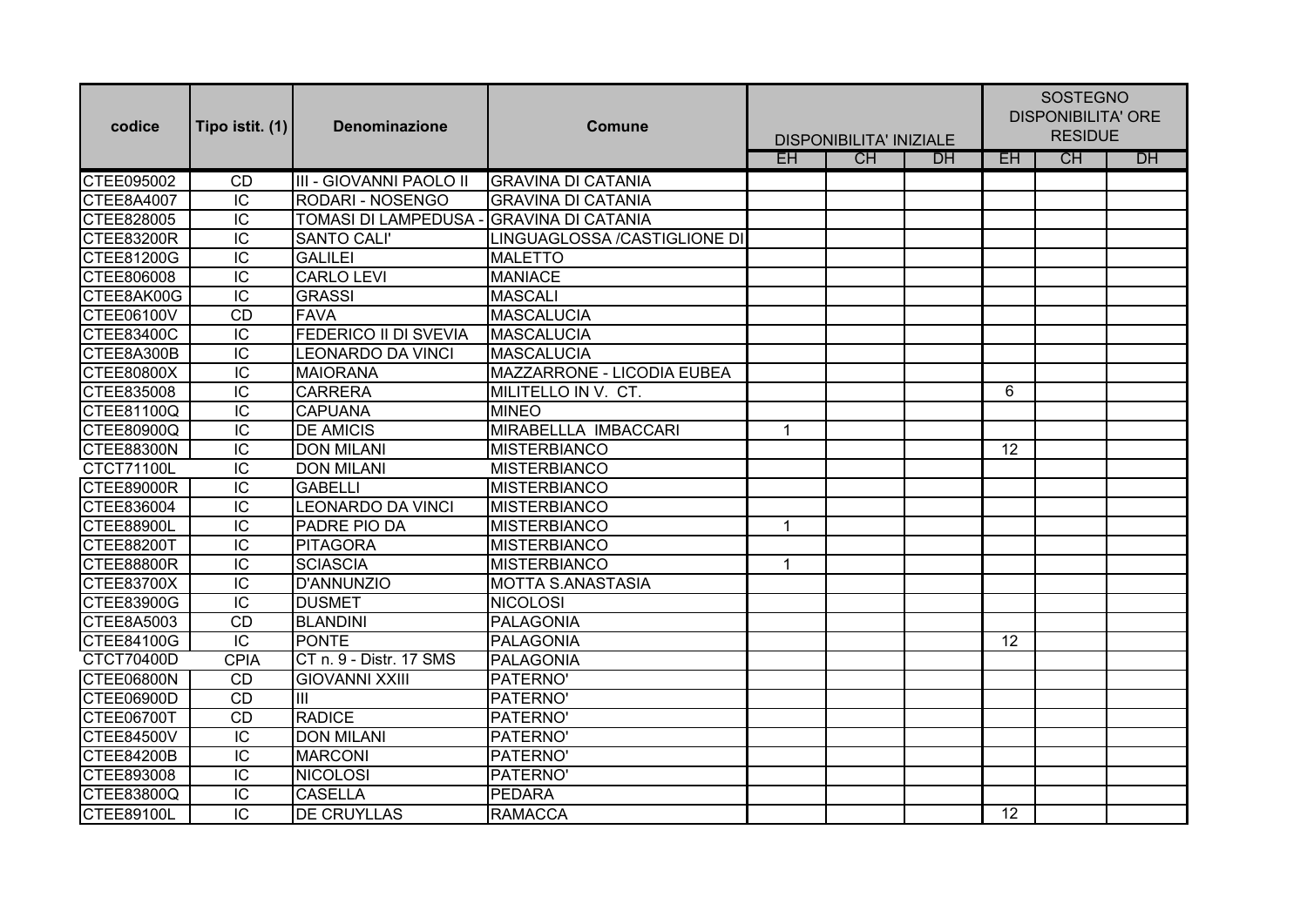| codice | Tipo istit. (1) | Denominazione | Comune | DISPONIBILITA' INIZIALE | | | SOSTEGNO DISPONIBILITA' ORE RESIDUE | | |
|---|---|---|---|---|---|---|---|---|---|
| | | | | EH | CH | DH | EH | CH | DH |
| CTEE095002 | CD | III - GIOVANNI PAOLO II | GRAVINA DI CATANIA | | | | | | |
| CTEE8A4007 | IC | RODARI - NOSENGO | GRAVINA DI CATANIA | | | | | | |
| CTEE828005 | IC | TOMASI DI LAMPEDUSA - | GRAVINA DI CATANIA | | | | | | |
| CTEE83200R | IC | SANTO CALI' | LINGUAGLOSSA /CASTIGLIONE DI | | | | | | |
| CTEE81200G | IC | GALILEI | MALETTO | | | | | | |
| CTEE806008 | IC | CARLO LEVI | MANIACE | | | | | | |
| CTEE8AK00G | IC | GRASSI | MASCALI | | | | | | |
| CTEE06100V | CD | FAVA | MASCALUCIA | | | | | | |
| CTEE83400C | IC | FEDERICO II DI SVEVIA | MASCALUCIA | | | | | | |
| CTEE8A300B | IC | LEONARDO DA VINCI | MASCALUCIA | | | | | | |
| CTEE80800X | IC | MAIORANA | MAZZARRONE - LICODIA EUBEA | | | | | | |
| CTEE835008 | IC | CARRERA | MILITELLO IN V. CT. | | | | 6 | | |
| CTEE81100Q | IC | CAPUANA | MINEO | | | | | | |
| CTEE80900Q | IC | DE AMICIS | MIRABELLLA IMBACCARI | 1 | | | | | |
| CTEE88300N | IC | DON MILANI | MISTERBIANCO | | | | 12 | | |
| CTCT71100L | IC | DON MILANI | MISTERBIANCO | | | | | | |
| CTEE89000R | IC | GABELLI | MISTERBIANCO | | | | | | |
| CTEE836004 | IC | LEONARDO DA VINCI | MISTERBIANCO | | | | | | |
| CTEE88900L | IC | PADRE PIO DA | MISTERBIANCO | 1 | | | | | |
| CTEE88200T | IC | PITAGORA | MISTERBIANCO | | | | | | |
| CTEE88800R | IC | SCIASCIA | MISTERBIANCO | 1 | | | | | |
| CTEE83700X | IC | D'ANNUNZIO | MOTTA S.ANASTASIA | | | | | | |
| CTEE83900G | IC | DUSMET | NICOLOSI | | | | | | |
| CTEE8A5003 | CD | BLANDINI | PALAGONIA | | | | | | |
| CTEE84100G | IC | PONTE | PALAGONIA | | | | 12 | | |
| CTCT70400D | CPIA | CT n. 9 - Distr. 17 SMS | PALAGONIA | | | | | | |
| CTEE06800N | CD | GIOVANNI XXIII | PATERNO' | | | | | | |
| CTEE06900D | CD | III | PATERNO' | | | | | | |
| CTEE06700T | CD | RADICE | PATERNO' | | | | | | |
| CTEE84500V | IC | DON MILANI | PATERNO' | | | | | | |
| CTEE84200B | IC | MARCONI | PATERNO' | | | | | | |
| CTEE893008 | IC | NICOLOSI | PATERNO' | | | | | | |
| CTEE83800Q | IC | CASELLA | PEDARA | | | | | | |
| CTEE89100L | IC | DE CRUYLLAS | RAMACCA | | | | 12 | | |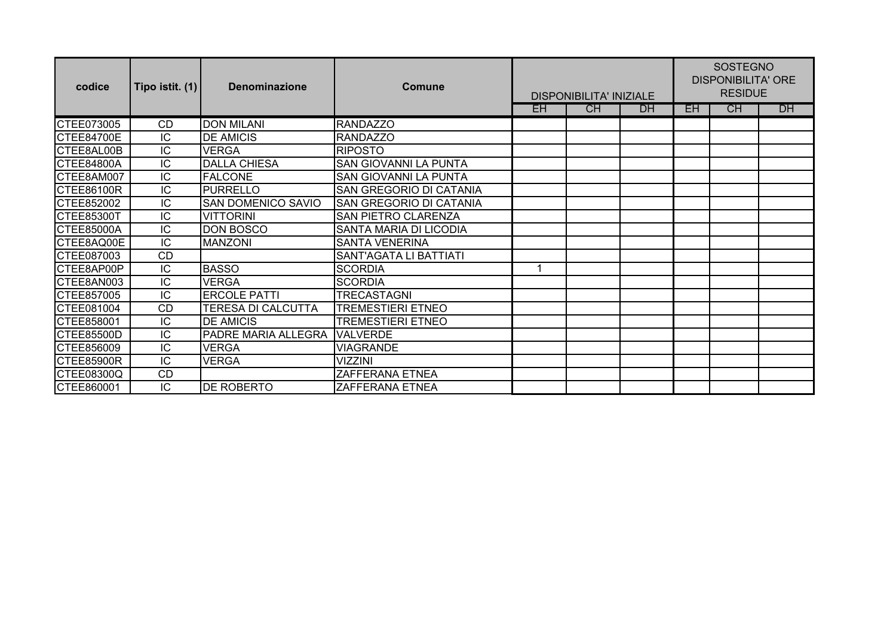| codice | Tipo istit. (1) | Denominazione | Comune | DISPONIBILITA' INIZIALE | | | SOSTEGNO DISPONIBILITA' ORE RESIDUE | | |
|---|---|---|---|---|---|---|---|---|---|
| | | | | EH | CH | DH | EH | CH | DH |
| CTEE073005 | CD | DON MILANI | RANDAZZO | | | | | | |
| CTEE84700E | IC | DE AMICIS | RANDAZZO | | | | | | |
| CTEE8AL00B | IC | VERGA | RIPOSTO | | | | | | |
| CTEE84800A | IC | DALLA CHIESA | SAN GIOVANNI LA PUNTA | | | | | | |
| CTEE8AM007 | IC | FALCONE | SAN GIOVANNI LA PUNTA | | | | | | |
| CTEE86100R | IC | PURRELLO | SAN GREGORIO DI CATANIA | | | | | | |
| CTEE852002 | IC | SAN DOMENICO SAVIO | SAN GREGORIO DI CATANIA | | | | | | |
| CTEE85300T | IC | VITTORINI | SAN PIETRO CLARENZA | | | | | | |
| CTEE85000A | IC | DON BOSCO | SANTA MARIA DI LICODIA | | | | | | |
| CTEE8AQ00E | IC | MANZONI | SANTA VENERINA | | | | | | |
| CTEE087003 | CD | | SANT'AGATA LI BATTIATI | | | | | | |
| CTEE8AP00P | IC | BASSO | SCORDIA | 1 | | | | | |
| CTEE8AN003 | IC | VERGA | SCORDIA | | | | | | |
| CTEE857005 | IC | ERCOLE PATTI | TRECASTAGNI | | | | | | |
| CTEE081004 | CD | TERESA DI CALCUTTA | TREMESTIERI ETNEO | | | | | | |
| CTEE858001 | IC | DE AMICIS | TREMESTIERI ETNEO | | | | | | |
| CTEE85500D | IC | PADRE MARIA ALLEGRA | VALVERDE | | | | | | |
| CTEE856009 | IC | VERGA | VIAGRANDE | | | | | | |
| CTEE85900R | IC | VERGA | VIZZINI | | | | | | |
| CTEE08300Q | CD | | ZAFFERANA ETNEA | | | | | | |
| CTEE860001 | IC | DE ROBERTO | ZAFFERANA ETNEA | | | | | | |